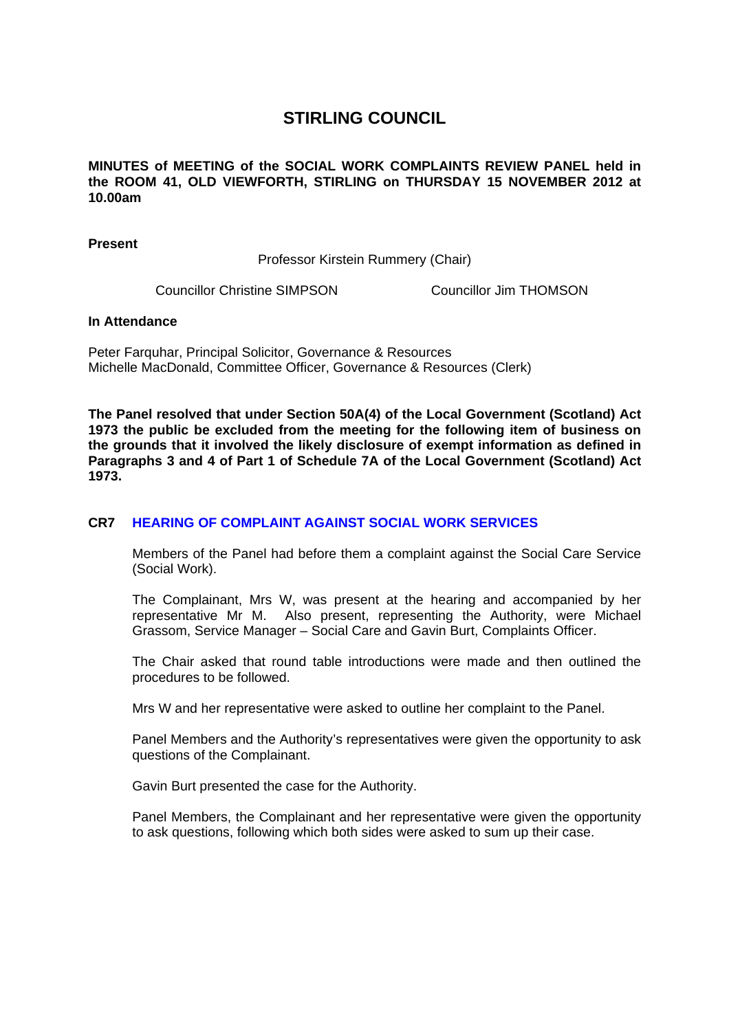# STIRLING COUNCIL

**MINUTES of MEETING of the SOCIAL WORK COMPLAINTS REVIEW PANEL held in the ROOM 41, OLD VIEWFORTH, STIRLING on THURSDAY 15 NOVEMBER 2012 at 10.00am**

**Present**

Professor Kirstein Rummery (Chair)

Councillor Christine SIMPSON    Councillor Jim THOMSON

**In Attendance**

Peter Farquhar, Principal Solicitor, Governance & Resources
Michelle MacDonald, Committee Officer, Governance & Resources (Clerk)

**The Panel resolved that under Section 50A(4) of the Local Government (Scotland) Act 1973 the public be excluded from the meeting for the following item of business on the grounds that it involved the likely disclosure of exempt information as defined in Paragraphs 3 and 4 of Part 1 of Schedule 7A of the Local Government (Scotland) Act 1973.**

## CR7 HEARING OF COMPLAINT AGAINST SOCIAL WORK SERVICES

Members of the Panel had before them a complaint against the Social Care Service (Social Work).

The Complainant, Mrs W, was present at the hearing and accompanied by her representative Mr M. Also present, representing the Authority, were Michael Grassom, Service Manager – Social Care and Gavin Burt, Complaints Officer.

The Chair asked that round table introductions were made and then outlined the procedures to be followed.

Mrs W and her representative were asked to outline her complaint to the Panel.

Panel Members and the Authority's representatives were given the opportunity to ask questions of the Complainant.

Gavin Burt presented the case for the Authority.

Panel Members, the Complainant and her representative were given the opportunity to ask questions, following which both sides were asked to sum up their case.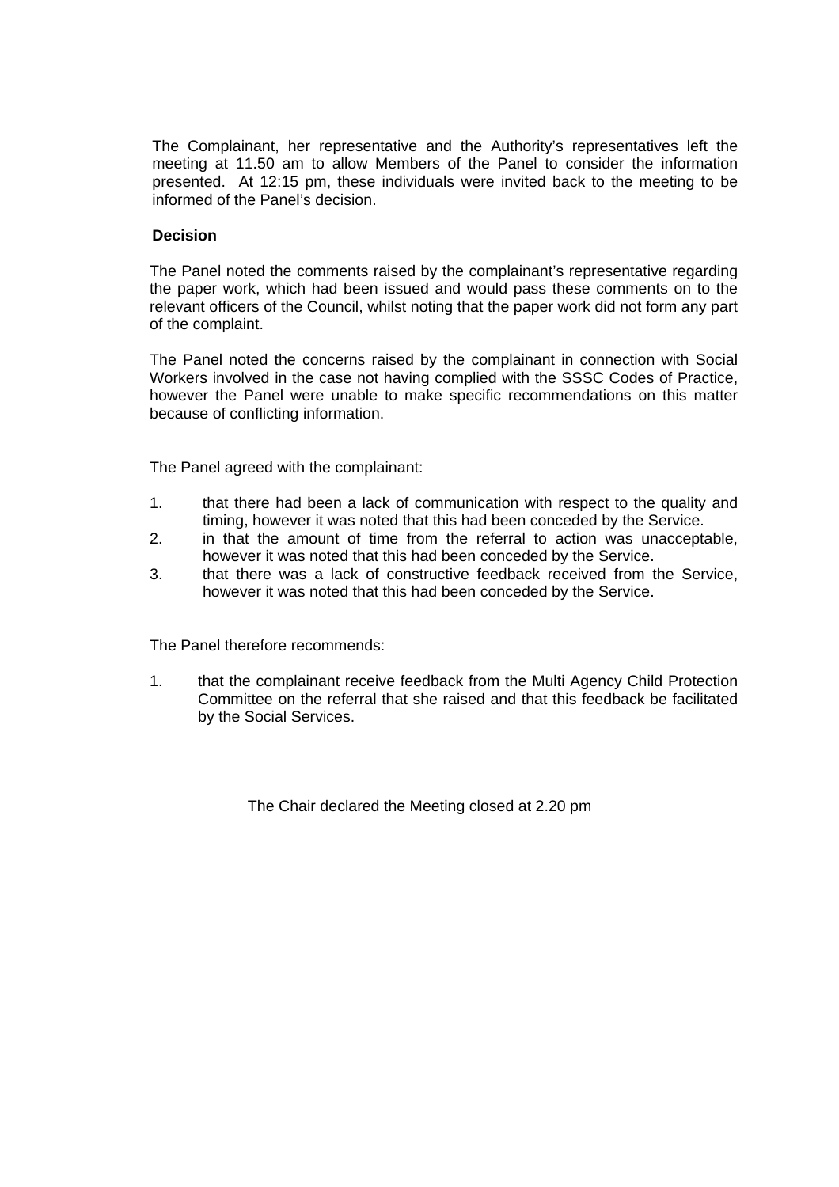The Complainant, her representative and the Authority's representatives left the meeting at 11.50 am to allow Members of the Panel to consider the information presented. At 12:15 pm, these individuals were invited back to the meeting to be informed of the Panel's decision.

**Decision**

The Panel noted the comments raised by the complainant's representative regarding the paper work, which had been issued and would pass these comments on to the relevant officers of the Council, whilst noting that the paper work did not form any part of the complaint.

The Panel noted the concerns raised by the complainant in connection with Social Workers involved in the case not having complied with the SSSC Codes of Practice, however the Panel were unable to make specific recommendations on this matter because of conflicting information.

The Panel agreed with the complainant:

1. that there had been a lack of communication with respect to the quality and timing, however it was noted that this had been conceded by the Service.
2. in that the amount of time from the referral to action was unacceptable, however it was noted that this had been conceded by the Service.
3. that there was a lack of constructive feedback received from the Service, however it was noted that this had been conceded by the Service.

The Panel therefore recommends:

1. that the complainant receive feedback from the Multi Agency Child Protection Committee on the referral that she raised and that this feedback be facilitated by the Social Services.

The Chair declared the Meeting closed at 2.20 pm